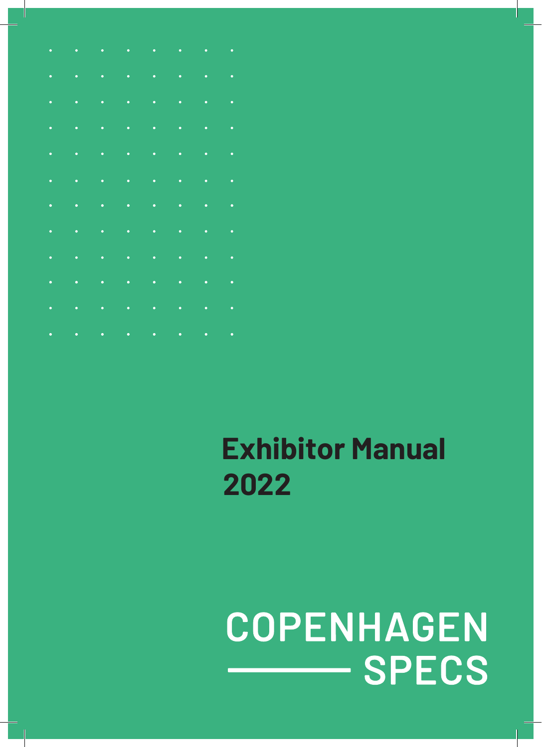# Exhibitor Manual 2022

COPENHAGEN

SPECS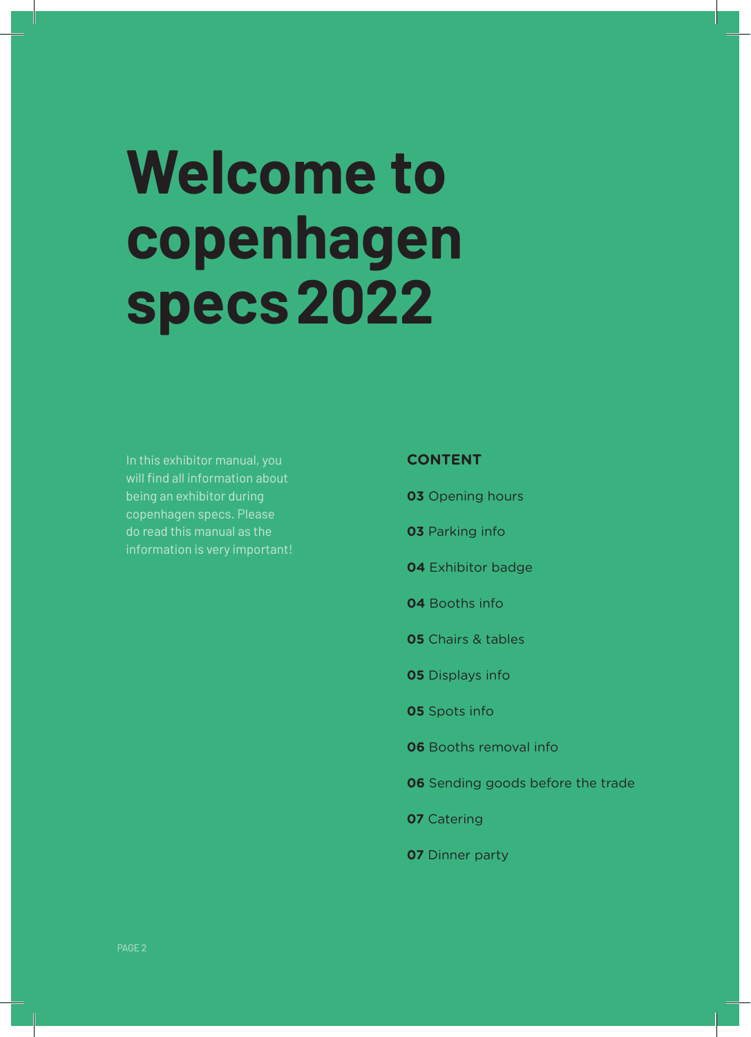# Welcome to copenhagen specs 2022

In this exhibitor manual, you will find all information about being an exhibitor during copenhagen specs. Please do read this manual as the information is very important!

**CONTENT**

**03** Opening hours

**03** Parking info

**04** Exhibitor badge

**04** Booths info

**05** Chairs & tables

**05** Displays info

**05** Spots info

**06** Booths removal info

**06** Sending goods before the trade

**07** Catering

**07** Dinner party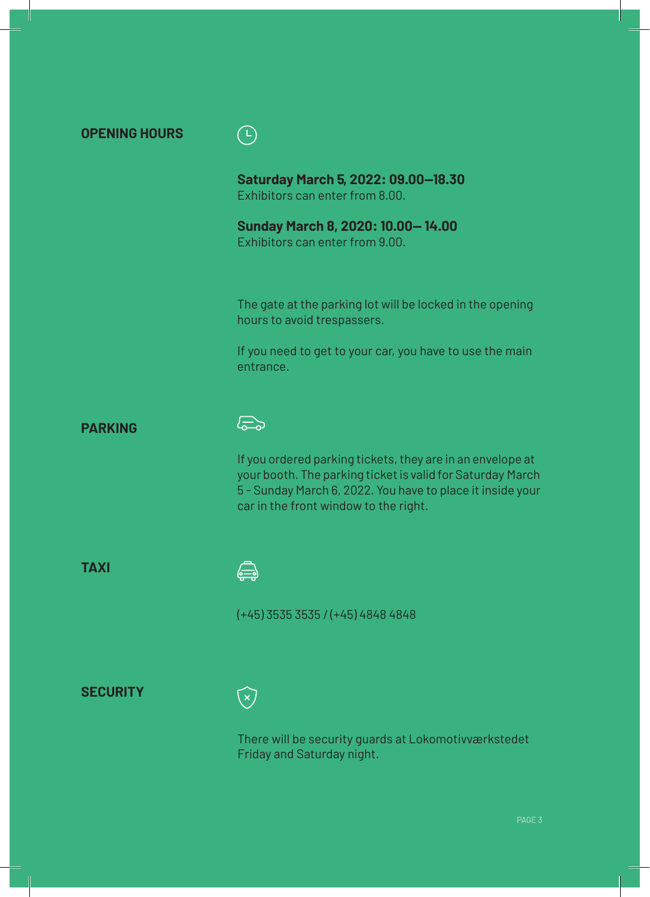## OPENING HOURS

**Saturday March 5, 2022: 09.00–18.30**
Exhibitors can enter from 8.00.

**Sunday March 8, 2020: 10.00– 14.00**
Exhibitors can enter from 9.00.

The gate at the parking lot will be locked in the opening hours to avoid trespassers.

If you need to get to your car, you have to use the main entrance.

## PARKING

If you ordered parking tickets, they are in an envelope at your booth. The parking ticket is valid for Saturday March 5 - Sunday March 6, 2022. You have to place it inside your car in the front window to the right.

## TAXI

(+45) 3535 3535 / (+45) 4848 4848

## SECURITY

There will be security guards at Lokomotivværkstedet Friday and Saturday night.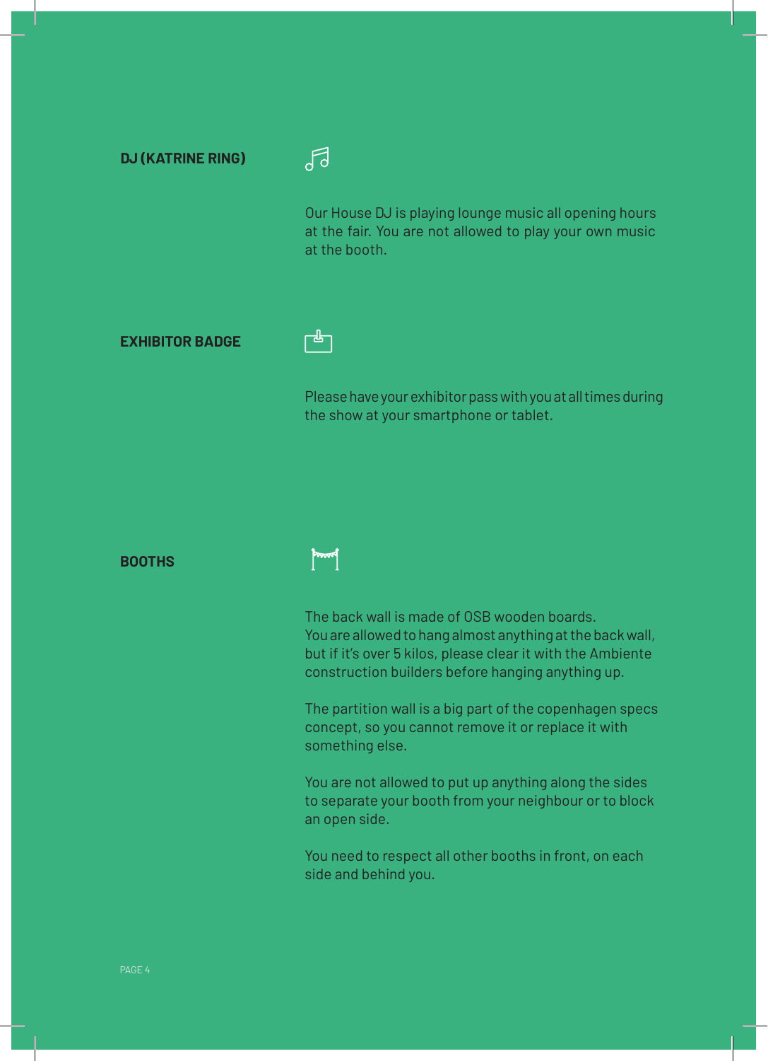## DJ (KATRINE RING)

Our House DJ is playing lounge music all opening hours at the fair. You are not allowed to play your own music at the booth.

## EXHIBITOR BADGE

Please have your exhibitor pass with you at all times during the show at your smartphone or tablet.

## BOOTHS

The back wall is made of OSB wooden boards. You are allowed to hang almost anything at the back wall, but if it's over 5 kilos, please clear it with the Ambiente construction builders before hanging anything up.

The partition wall is a big part of the copenhagen specs concept, so you cannot remove it or replace it with something else.

You are not allowed to put up anything along the sides to separate your booth from your neighbour or to block an open side.

You need to respect all other booths in front, on each side and behind you.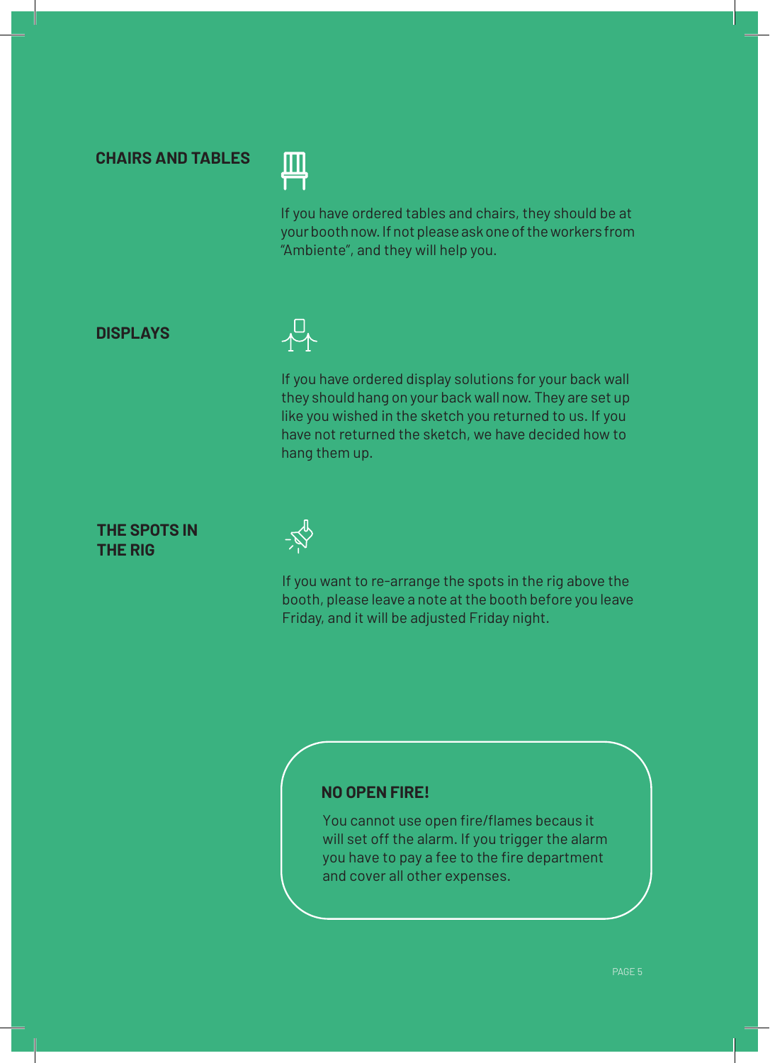## CHAIRS AND TABLES

If you have ordered tables and chairs, they should be at your booth now. If not please ask one of the workers from "Ambiente", and they will help you.

## DISPLAYS

If you have ordered display solutions for your back wall they should hang on your back wall now. They are set up like you wished in the sketch you returned to us. If you have not returned the sketch, we have decided how to hang them up.

## THE SPOTS IN THE RIG

If you want to re-arrange the spots in the rig above the booth, please leave a note at the booth before you leave Friday, and it will be adjusted Friday night.

### NO OPEN FIRE!

You cannot use open fire/flames becaus it will set off the alarm. If you trigger the alarm you have to pay a fee to the fire department and cover all other expenses.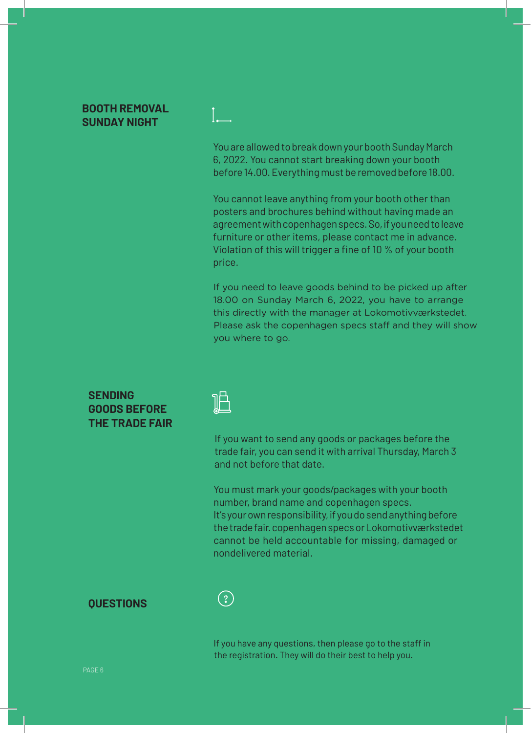## BOOTH REMOVAL SUNDAY NIGHT

You are allowed to break down your booth Sunday March 6, 2022. You cannot start breaking down your booth before 14.00. Everything must be removed before 18.00.

You cannot leave anything from your booth other than posters and brochures behind without having made an agreement with copenhagen specs. So, if you need to leave furniture or other items, please contact me in advance. Violation of this will trigger a fine of 10 % of your booth price.

If you need to leave goods behind to be picked up after 18.00 on Sunday March 6, 2022, you have to arrange this directly with the manager at Lokomotivværkstedet. Please ask the copenhagen specs staff and they will show you where to go.

## SENDING GOODS BEFORE THE TRADE FAIR

If you want to send any goods or packages before the trade fair, you can send it with arrival Thursday, March 3 and not before that date.

You must mark your goods/packages with your booth number, brand name and copenhagen specs. It's your own responsibility, if you do send anything before the trade fair. copenhagen specs or Lokomotivværkstedet cannot be held accountable for missing, damaged or nondelivered material.

## QUESTIONS

If you have any questions, then please go to the staff in the registration. They will do their best to help you.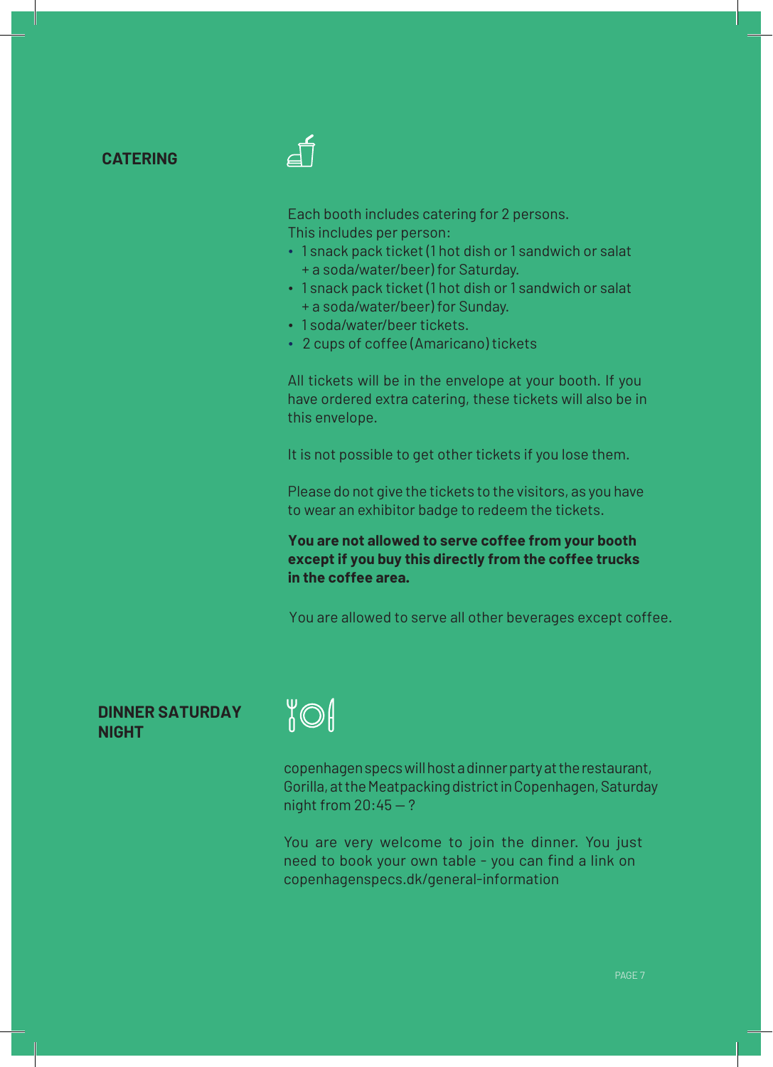## CATERING

Each booth includes catering for 2 persons.
This includes per person:

- 1 snack pack ticket (1 hot dish or 1 sandwich or salat + a soda/water/beer) for Saturday.
- 1 snack pack ticket (1 hot dish or 1 sandwich or salat + a soda/water/beer) for Sunday.
- 1 soda/water/beer tickets.
- 2 cups of coffee (Amaricano) tickets

All tickets will be in the envelope at your booth. If you have ordered extra catering, these tickets will also be in this envelope.

It is not possible to get other tickets if you lose them.

Please do not give the tickets to the visitors, as you have to wear an exhibitor badge to redeem the tickets.

**You are not allowed to serve coffee from your booth except if you buy this directly from the coffee trucks in the coffee area.**

You are allowed to serve all other beverages except coffee.

## DINNER SATURDAY NIGHT

copenhagen specs will host a dinner party at the restaurant, Gorilla, at the Meatpacking district in Copenhagen, Saturday night from 20:45 – ?

You are very welcome to join the dinner. You just need to book your own table - you can find a link on copenhagenspecs.dk/general-information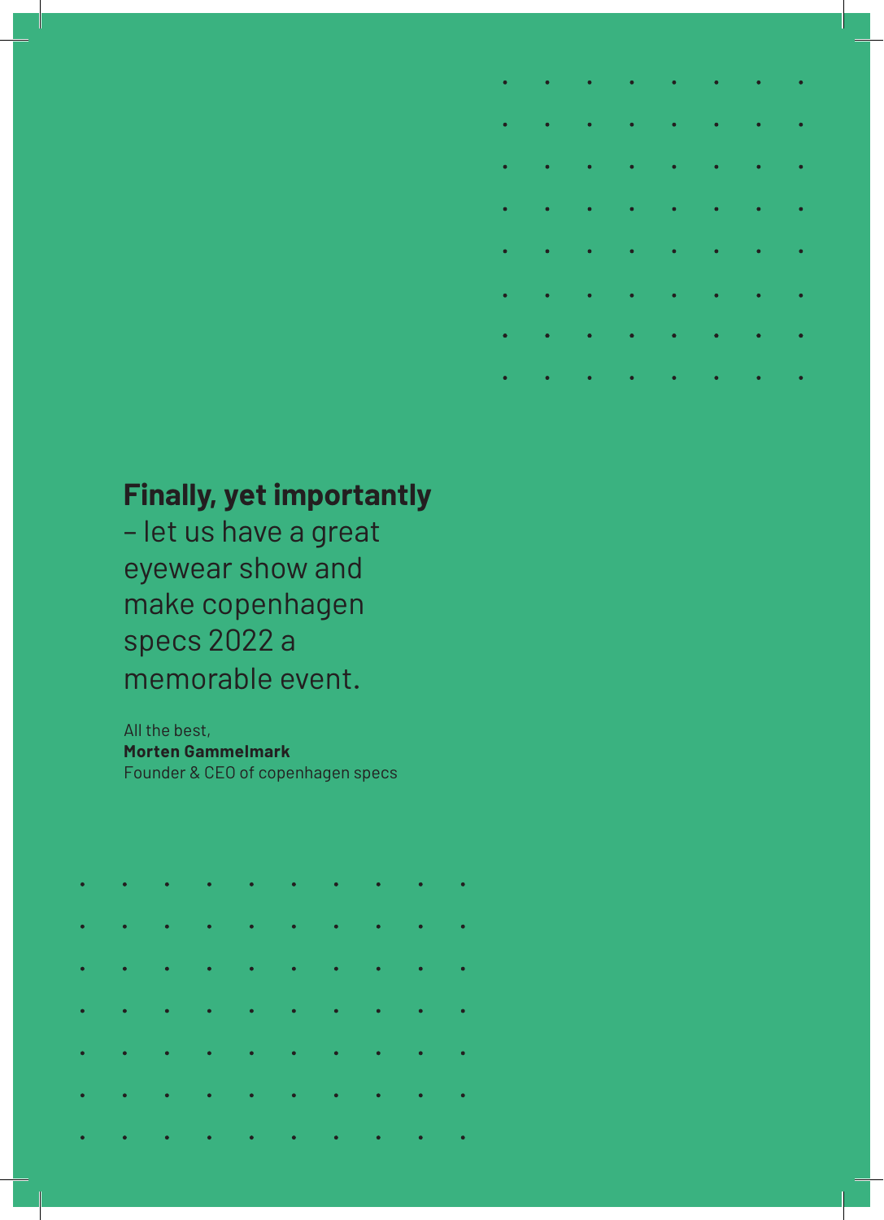**Finally, yet importantly**
– let us have a great eyewear show and make copenhagen specs 2022 a memorable event.

All the best,
**Morten Gammelmark**
Founder & CEO of copenhagen specs